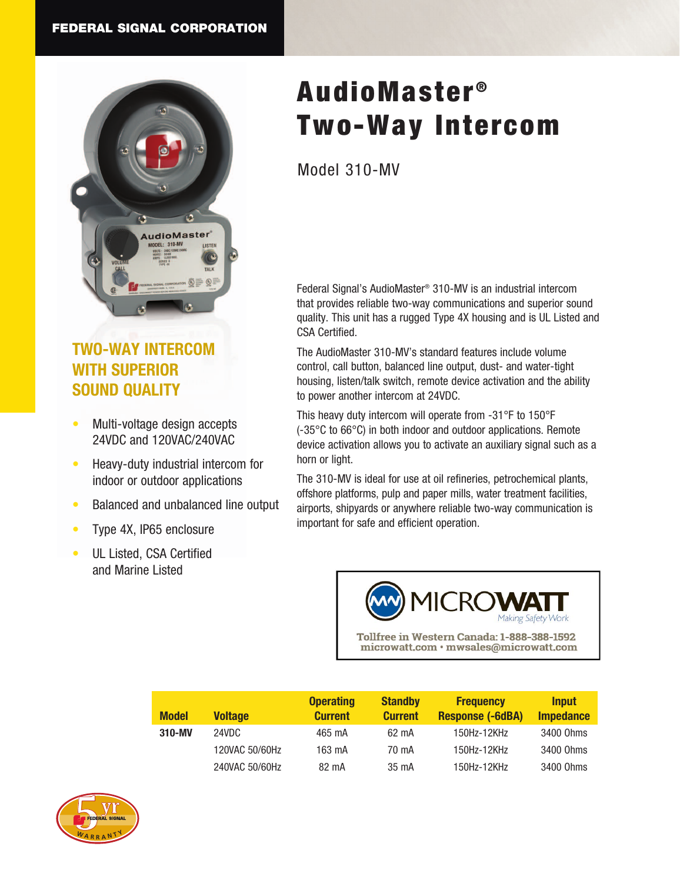FEDERAL SIGNAL CORPORATION

# AudioMaster® Two-Way Intercom

## Model 310-MV

### TWO-WAY INTERCOM WITH SUPERIOR SOUND QUALITY

- Multi-voltage design accepts 24VDC and 120VAC/240VAC
- Heavy-duty industrial intercom for indoor or outdoor applications
- Balanced and unbalanced line output
- Type 4X, IP65 enclosure
- UL Listed, CSA Certified and Marine Listed

Federal Signal's AudioMaster® 310-MV is an industrial intercom that provides reliable two-way communications and superior sound quality. This unit has a rugged Type 4X housing and is UL Listed and CSA Certified.

The AudioMaster 310-MV's standard features include volume control, call button, balanced line output, dust- and water-tight housing, listen/talk switch, remote device activation and the ability to power another intercom at 24VDC.

This heavy duty intercom will operate from -31°F to 150°F (-35°C to 66°C) in both indoor and outdoor applications. Remote device activation allows you to activate an auxiliary signal such as a horn or light.

The 310-MV is ideal for use at oil refineries, petrochemical plants, offshore platforms, pulp and paper mills, water treatment facilities, airports, shipyards or anywhere reliable two-way communication is important for safe and efficient operation.

MICROWATT
*Making Safety Work*
Tollfree in Western Canada: 1-888-388-1592
microwatt.com • mwsales@microwatt.com

| Model | Voltage | Operating Current | Standby Current | Frequency Response (-6dBA) | Input Impedance |
|---|---|---|---|---|---|
| **310-MV** | 24VDC | 465 mA | 62 mA | 150Hz-12KHz | 3400 Ohms |
| | 120VAC 50/60Hz | 163 mA | 70 mA | 150Hz-12KHz | 3400 Ohms |
| | 240VAC 50/60Hz | 82 mA | 35 mA | 150Hz-12KHz | 3400 Ohms |

5 yr FEDERAL SIGNAL WARRANTY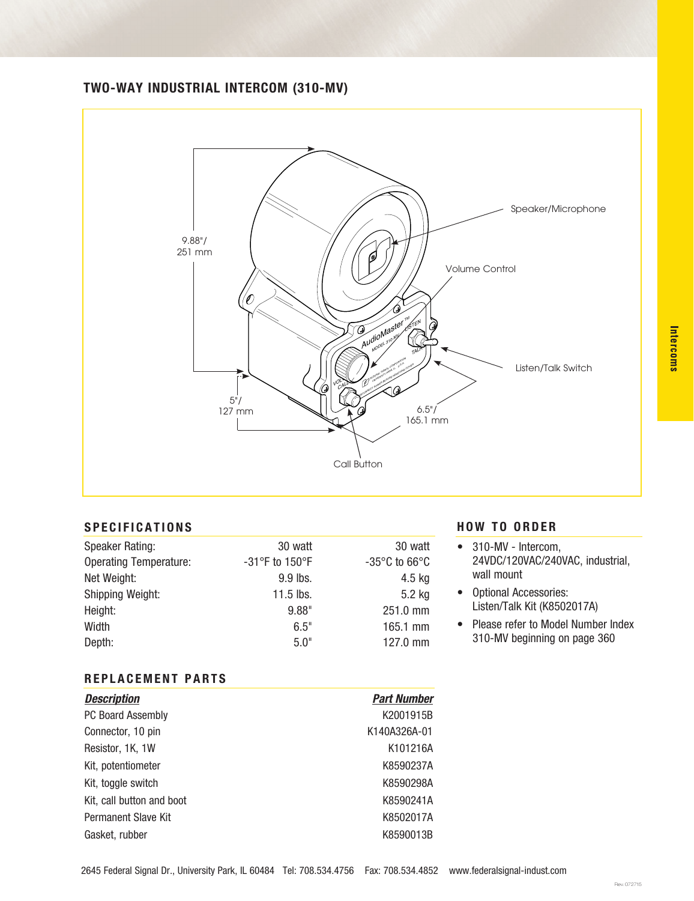## TWO-WAY INDUSTRIAL INTERCOM (310-MV)

9.88"/
251 mm

5"/
127 mm

6.5"/
165.1 mm

Speaker/Microphone

Volume Control

Listen/Talk Switch

Call Button

### SPECIFICATIONS

| | | |
|---|---|---|
| Speaker Rating: | 30 watt | 30 watt |
| Operating Temperature: | -31°F to 150°F | -35°C to 66°C |
| Net Weight: | 9.9 lbs. | 4.5 kg |
| Shipping Weight: | 11.5 lbs. | 5.2 kg |
| Height: | 9.88" | 251.0 mm |
| Width | 6.5" | 165.1 mm |
| Depth: | 5.0" | 127.0 mm |

### HOW TO ORDER

- 310-MV - Intercom, 24VDC/120VAC/240VAC, industrial, wall mount
- Optional Accessories:
  Listen/Talk Kit (K8502017A)
- Please refer to Model Number Index 310-MV beginning on page 360

### REPLACEMENT PARTS

| ***Description*** | ***Part Number*** |
|---|---|
| PC Board Assembly | K2001915B |
| Connector, 10 pin | K140A326A-01 |
| Resistor, 1K, 1W | K101216A |
| Kit, potentiometer | K8590237A |
| Kit, toggle switch | K8590298A |
| Kit, call button and boot | K8590241A |
| Permanent Slave Kit | K8502017A |
| Gasket, rubber | K8590013B |

2645 Federal Signal Dr., University Park, IL 60484 Tel: 708.534.4756 Fax: 708.534.4852 www.federalsignal-indust.com

Rev. 072715